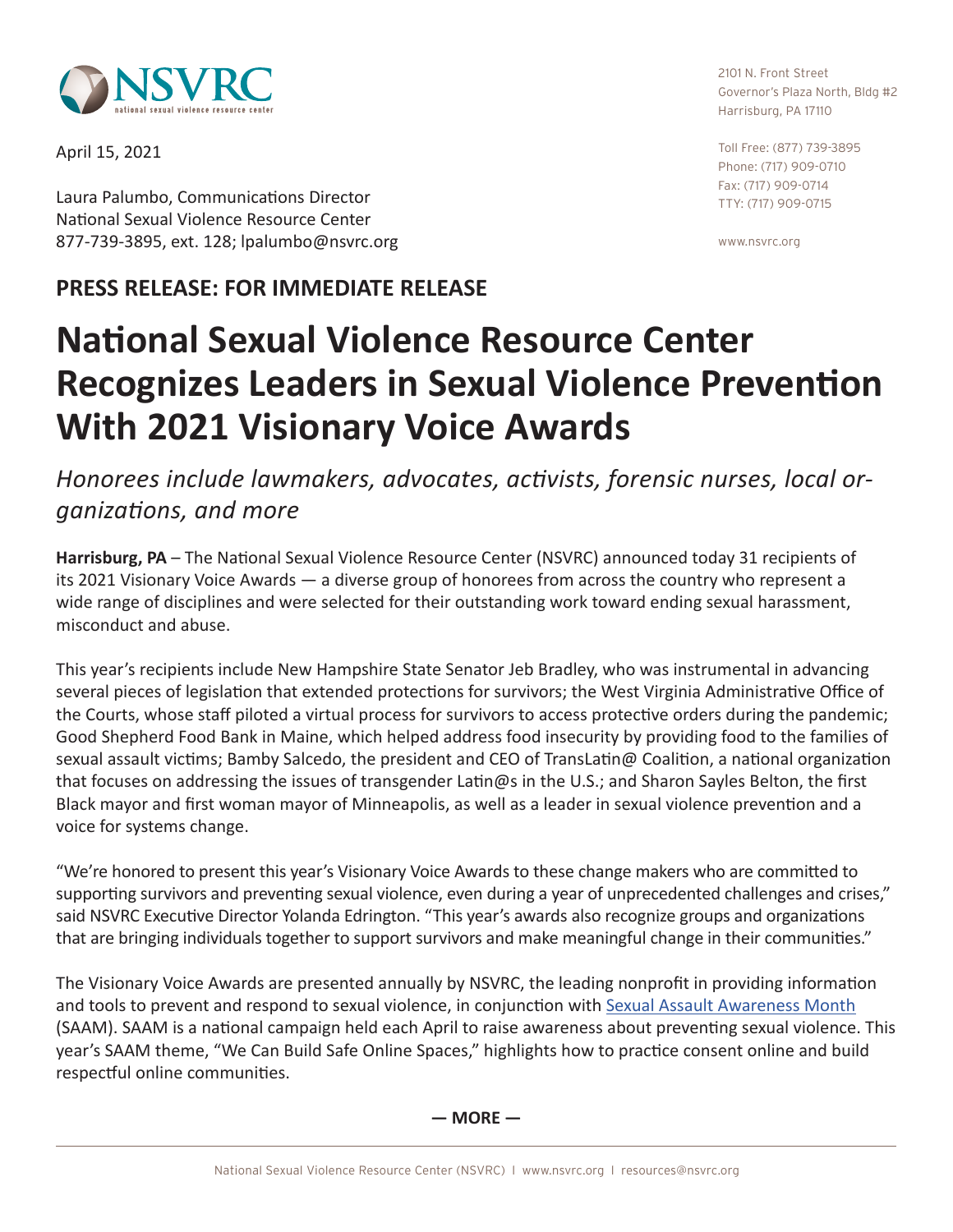April 15, 2021

Laura Palumbo, Communications Director
National Sexual Violence Resource Center
877-739-3895, ext. 128; lpalumbo@nsvrc.org

2101 N. Front Street
Governor's Plaza North, Bldg #2
Harrisburg, PA 17110

Toll Free: (877) 739-3895
Phone: (717) 909-0710
Fax: (717) 909-0714
TTY: (717) 909-0715

www.nsvrc.org

**PRESS RELEASE: FOR IMMEDIATE RELEASE**

# National Sexual Violence Resource Center Recognizes Leaders in Sexual Violence Prevention With 2021 Visionary Voice Awards

*Honorees include lawmakers, advocates, activists, forensic nurses, local organizations, and more*

**Harrisburg, PA** – The National Sexual Violence Resource Center (NSVRC) announced today 31 recipients of its 2021 Visionary Voice Awards — a diverse group of honorees from across the country who represent a wide range of disciplines and were selected for their outstanding work toward ending sexual harassment, misconduct and abuse.

This year's recipients include New Hampshire State Senator Jeb Bradley, who was instrumental in advancing several pieces of legislation that extended protections for survivors; the West Virginia Administrative Office of the Courts, whose staff piloted a virtual process for survivors to access protective orders during the pandemic; Good Shepherd Food Bank in Maine, which helped address food insecurity by providing food to the families of sexual assault victims; Bamby Salcedo, the president and CEO of TransLatin@ Coalition, a national organization that focuses on addressing the issues of transgender Latin@s in the U.S.; and Sharon Sayles Belton, the first Black mayor and first woman mayor of Minneapolis, as well as a leader in sexual violence prevention and a voice for systems change.

"We're honored to present this year's Visionary Voice Awards to these change makers who are committed to supporting survivors and preventing sexual violence, even during a year of unprecedented challenges and crises," said NSVRC Executive Director Yolanda Edrington. "This year's awards also recognize groups and organizations that are bringing individuals together to support survivors and make meaningful change in their communities."

The Visionary Voice Awards are presented annually by NSVRC, the leading nonprofit in providing information and tools to prevent and respond to sexual violence, in conjunction with Sexual Assault Awareness Month (SAAM). SAAM is a national campaign held each April to raise awareness about preventing sexual violence. This year's SAAM theme, "We Can Build Safe Online Spaces," highlights how to practice consent online and build respectful online communities.

**— MORE —**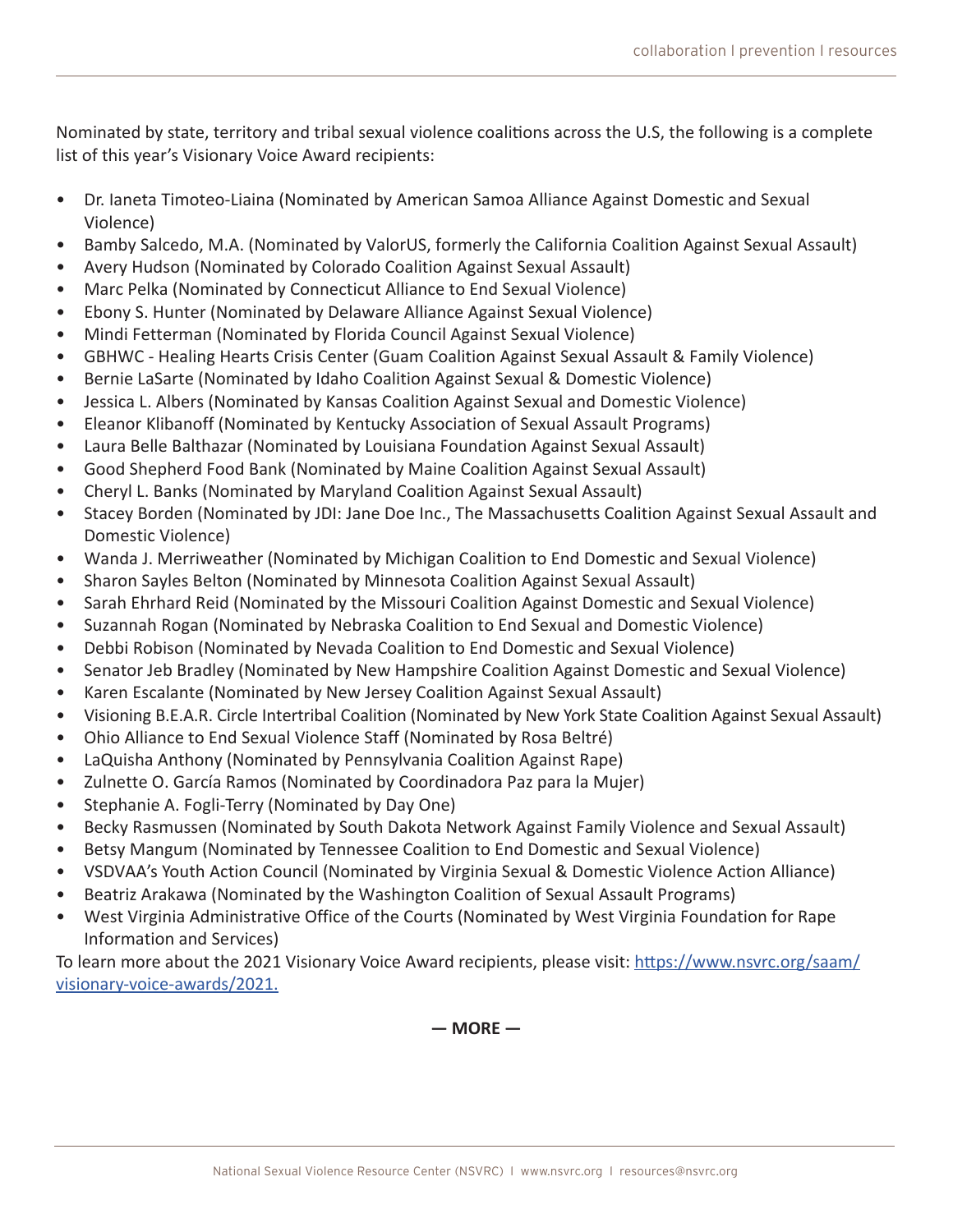Nominated by state, territory and tribal sexual violence coalitions across the U.S, the following is a complete list of this year's Visionary Voice Award recipients:

- Dr. Ianeta Timoteo-Liaina (Nominated by American Samoa Alliance Against Domestic and Sexual Violence)
- Bamby Salcedo, M.A. (Nominated by ValorUS, formerly the California Coalition Against Sexual Assault)
- Avery Hudson (Nominated by Colorado Coalition Against Sexual Assault)
- Marc Pelka (Nominated by Connecticut Alliance to End Sexual Violence)
- Ebony S. Hunter (Nominated by Delaware Alliance Against Sexual Violence)
- Mindi Fetterman (Nominated by Florida Council Against Sexual Violence)
- GBHWC - Healing Hearts Crisis Center (Guam Coalition Against Sexual Assault & Family Violence)
- Bernie LaSarte (Nominated by Idaho Coalition Against Sexual & Domestic Violence)
- Jessica L. Albers (Nominated by Kansas Coalition Against Sexual and Domestic Violence)
- Eleanor Klibanoff (Nominated by Kentucky Association of Sexual Assault Programs)
- Laura Belle Balthazar (Nominated by Louisiana Foundation Against Sexual Assault)
- Good Shepherd Food Bank (Nominated by Maine Coalition Against Sexual Assault)
- Cheryl L. Banks (Nominated by Maryland Coalition Against Sexual Assault)
- Stacey Borden (Nominated by JDI: Jane Doe Inc., The Massachusetts Coalition Against Sexual Assault and Domestic Violence)
- Wanda J. Merriweather (Nominated by Michigan Coalition to End Domestic and Sexual Violence)
- Sharon Sayles Belton (Nominated by Minnesota Coalition Against Sexual Assault)
- Sarah Ehrhard Reid (Nominated by the Missouri Coalition Against Domestic and Sexual Violence)
- Suzannah Rogan (Nominated by Nebraska Coalition to End Sexual and Domestic Violence)
- Debbi Robison (Nominated by Nevada Coalition to End Domestic and Sexual Violence)
- Senator Jeb Bradley (Nominated by New Hampshire Coalition Against Domestic and Sexual Violence)
- Karen Escalante (Nominated by New Jersey Coalition Against Sexual Assault)
- Visioning B.E.A.R. Circle Intertribal Coalition (Nominated by New York State Coalition Against Sexual Assault)
- Ohio Alliance to End Sexual Violence Staff (Nominated by Rosa Beltré)
- LaQuisha Anthony (Nominated by Pennsylvania Coalition Against Rape)
- Zulnette O. García Ramos (Nominated by Coordinadora Paz para la Mujer)
- Stephanie A. Fogli-Terry (Nominated by Day One)
- Becky Rasmussen (Nominated by South Dakota Network Against Family Violence and Sexual Assault)
- Betsy Mangum (Nominated by Tennessee Coalition to End Domestic and Sexual Violence)
- VSDVAA's Youth Action Council (Nominated by Virginia Sexual & Domestic Violence Action Alliance)
- Beatriz Arakawa (Nominated by the Washington Coalition of Sexual Assault Programs)
- West Virginia Administrative Office of the Courts (Nominated by West Virginia Foundation for Rape Information and Services)

To learn more about the 2021 Visionary Voice Award recipients, please visit: [https://www.nsvrc.org/saam/visionary-voice-awards/2021.](https://www.nsvrc.org/saam/visionary-voice-awards/2021)

**— MORE —**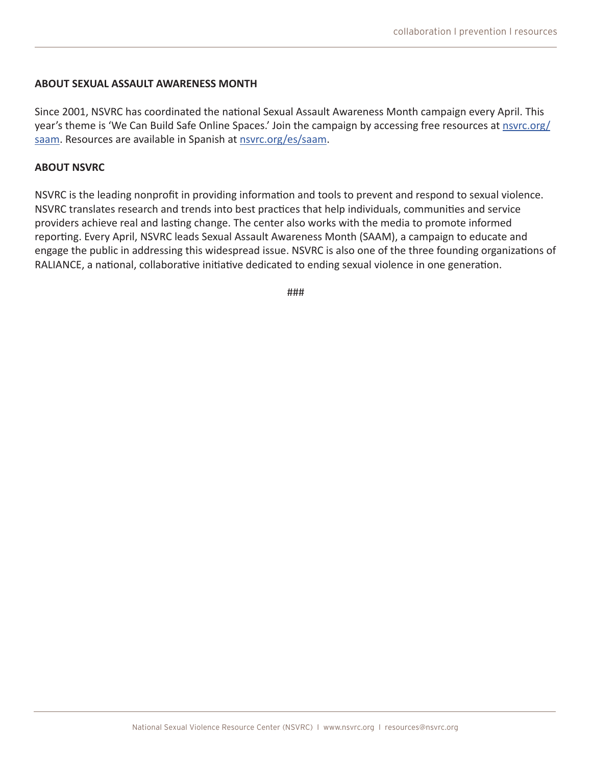## ABOUT SEXUAL ASSAULT AWARENESS MONTH

Since 2001, NSVRC has coordinated the national Sexual Assault Awareness Month campaign every April. This year's theme is 'We Can Build Safe Online Spaces.' Join the campaign by accessing free resources at [nsvrc.org/saam](nsvrc.org/saam). Resources are available in Spanish at [nsvrc.org/es/saam](nsvrc.org/es/saam).

## ABOUT NSVRC

NSVRC is the leading nonprofit in providing information and tools to prevent and respond to sexual violence. NSVRC translates research and trends into best practices that help individuals, communities and service providers achieve real and lasting change. The center also works with the media to promote informed reporting. Every April, NSVRC leads Sexual Assault Awareness Month (SAAM), a campaign to educate and engage the public in addressing this widespread issue. NSVRC is also one of the three founding organizations of RALIANCE, a national, collaborative initiative dedicated to ending sexual violence in one generation.

###